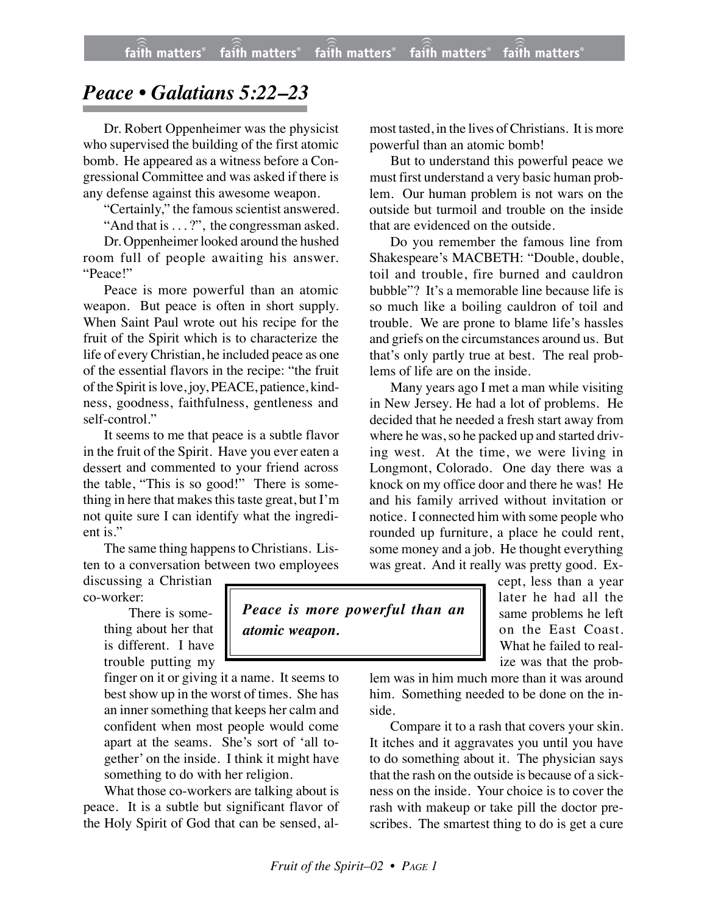# *Peace • Galatians 5:22–23*

Dr. Robert Oppenheimer was the physicist who supervised the building of the first atomic bomb. He appeared as a witness before a Congressional Committee and was asked if there is any defense against this awesome weapon.

"Certainly," the famous scientist answered.

"And that is . . . ?", the congressman asked.

Dr. Oppenheimer looked around the hushed room full of people awaiting his answer. "Peace!"

Peace is more powerful than an atomic weapon. But peace is often in short supply. When Saint Paul wrote out his recipe for the fruit of the Spirit which is to characterize the life of every Christian, he included peace as one of the essential flavors in the recipe: "the fruit of the Spirit is love, joy, PEACE, patience, kindness, goodness, faithfulness, gentleness and self-control."

It seems to me that peace is a subtle flavor in the fruit of the Spirit. Have you ever eaten a dessert and commented to your friend across the table, "This is so good!" There is something in here that makes this taste great, but I'm not quite sure I can identify what the ingredient is."

The same thing happens to Christians. Listen to a conversation between two employees discussing a Christian co-worker:

> There is something about her that is different. I have trouble putting my finger on it or giving it a name. It seems to best show up in the worst of times. She has an inner something that keeps her calm and confident when most people would come apart at the seams. She's sort of 'all together' on the inside. I think it might have something to do with her religion.

What those co-workers are talking about is peace. It is a subtle but significant flavor of the Holy Spirit of God that can be sensed, almost tasted, in the lives of Christians. It is more powerful than an atomic bomb!

> ***Peace is more powerful than an atomic weapon.***

But to understand this powerful peace we must first understand a very basic human problem. Our human problem is not wars on the outside but turmoil and trouble on the inside that are evidenced on the outside.

Do you remember the famous line from Shakespeare's MACBETH: "Double, double, toil and trouble, fire burned and cauldron bubble"? It's a memorable line because life is so much like a boiling cauldron of toil and trouble. We are prone to blame life's hassles and griefs on the circumstances around us. But that's only partly true at best. The real problems of life are on the inside.

Many years ago I met a man while visiting in New Jersey. He had a lot of problems. He decided that he needed a fresh start away from where he was, so he packed up and started driving west. At the time, we were living in Longmont, Colorado. One day there was a knock on my office door and there he was! He and his family arrived without invitation or notice. I connected him with some people who rounded up furniture, a place he could rent, some money and a job. He thought everything was great. And it really was pretty good. Except, less than a year later he had all the same problems he left on the East Coast. What he failed to realize was that the problem was in him much more than it was around him. Something needed to be done on the inside.

Compare it to a rash that covers your skin. It itches and it aggravates you until you have to do something about it. The physician says that the rash on the outside is because of a sickness on the inside. Your choice is to cover the rash with makeup or take pill the doctor prescribes. The smartest thing to do is get a cure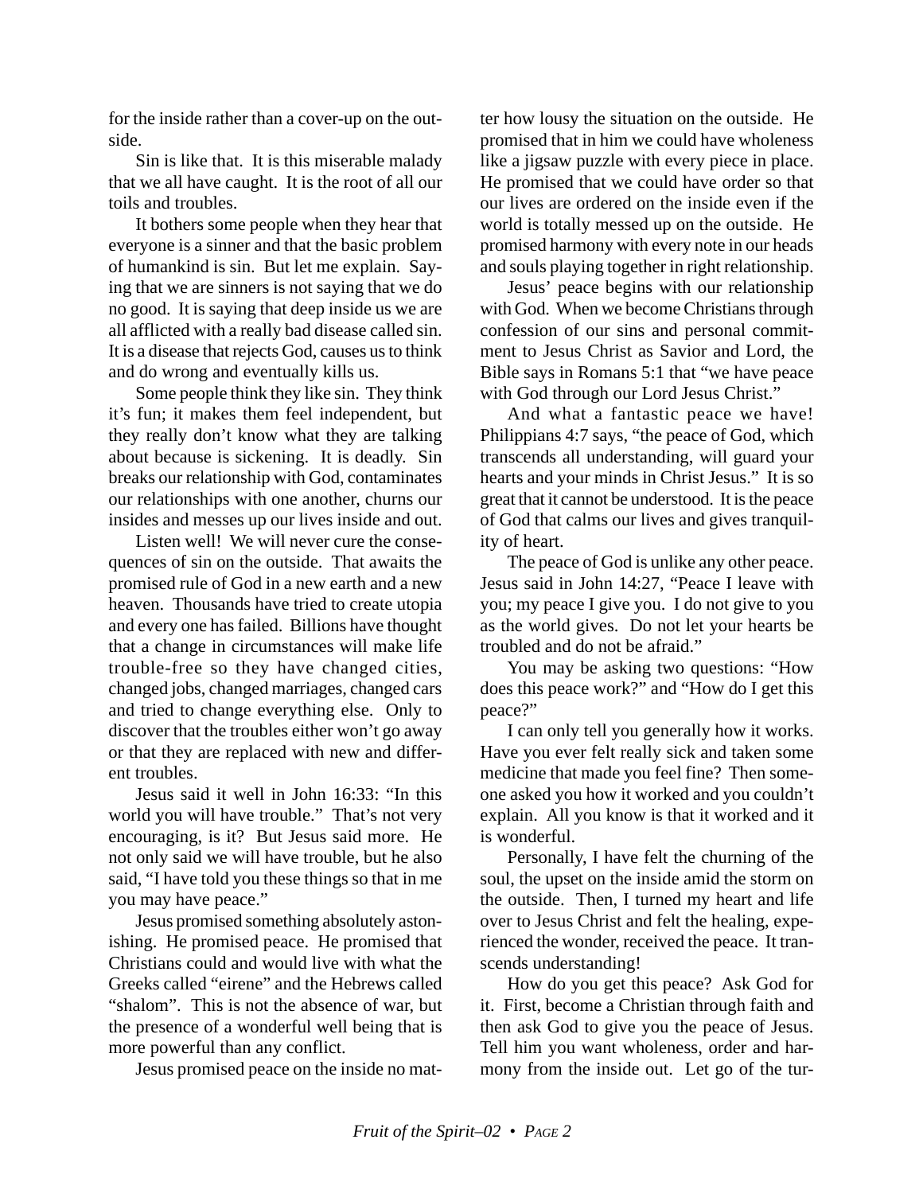for the inside rather than a cover-up on the outside.

Sin is like that. It is this miserable malady that we all have caught. It is the root of all our toils and troubles.

It bothers some people when they hear that everyone is a sinner and that the basic problem of humankind is sin. But let me explain. Saying that we are sinners is not saying that we do no good. It is saying that deep inside us we are all afflicted with a really bad disease called sin. It is a disease that rejects God, causes us to think and do wrong and eventually kills us.

Some people think they like sin. They think it's fun; it makes them feel independent, but they really don't know what they are talking about because is sickening. It is deadly. Sin breaks our relationship with God, contaminates our relationships with one another, churns our insides and messes up our lives inside and out.

Listen well! We will never cure the consequences of sin on the outside. That awaits the promised rule of God in a new earth and a new heaven. Thousands have tried to create utopia and every one has failed. Billions have thought that a change in circumstances will make life trouble-free so they have changed cities, changed jobs, changed marriages, changed cars and tried to change everything else. Only to discover that the troubles either won't go away or that they are replaced with new and different troubles.

Jesus said it well in John 16:33: "In this world you will have trouble." That's not very encouraging, is it? But Jesus said more. He not only said we will have trouble, but he also said, "I have told you these things so that in me you may have peace."

Jesus promised something absolutely astonishing. He promised peace. He promised that Christians could and would live with what the Greeks called "eirene" and the Hebrews called "shalom". This is not the absence of war, but the presence of a wonderful well being that is more powerful than any conflict.

Jesus promised peace on the inside no matter how lousy the situation on the outside. He promised that in him we could have wholeness like a jigsaw puzzle with every piece in place. He promised that we could have order so that our lives are ordered on the inside even if the world is totally messed up on the outside. He promised harmony with every note in our heads and souls playing together in right relationship.

Jesus' peace begins with our relationship with God. When we become Christians through confession of our sins and personal commitment to Jesus Christ as Savior and Lord, the Bible says in Romans 5:1 that "we have peace with God through our Lord Jesus Christ."

And what a fantastic peace we have! Philippians 4:7 says, "the peace of God, which transcends all understanding, will guard your hearts and your minds in Christ Jesus." It is so great that it cannot be understood. It is the peace of God that calms our lives and gives tranquility of heart.

The peace of God is unlike any other peace. Jesus said in John 14:27, "Peace I leave with you; my peace I give you. I do not give to you as the world gives. Do not let your hearts be troubled and do not be afraid."

You may be asking two questions: "How does this peace work?" and "How do I get this peace?"

I can only tell you generally how it works. Have you ever felt really sick and taken some medicine that made you feel fine? Then someone asked you how it worked and you couldn't explain. All you know is that it worked and it is wonderful.

Personally, I have felt the churning of the soul, the upset on the inside amid the storm on the outside. Then, I turned my heart and life over to Jesus Christ and felt the healing, experienced the wonder, received the peace. It transcends understanding!

How do you get this peace? Ask God for it. First, become a Christian through faith and then ask God to give you the peace of Jesus. Tell him you want wholeness, order and harmony from the inside out. Let go of the tur-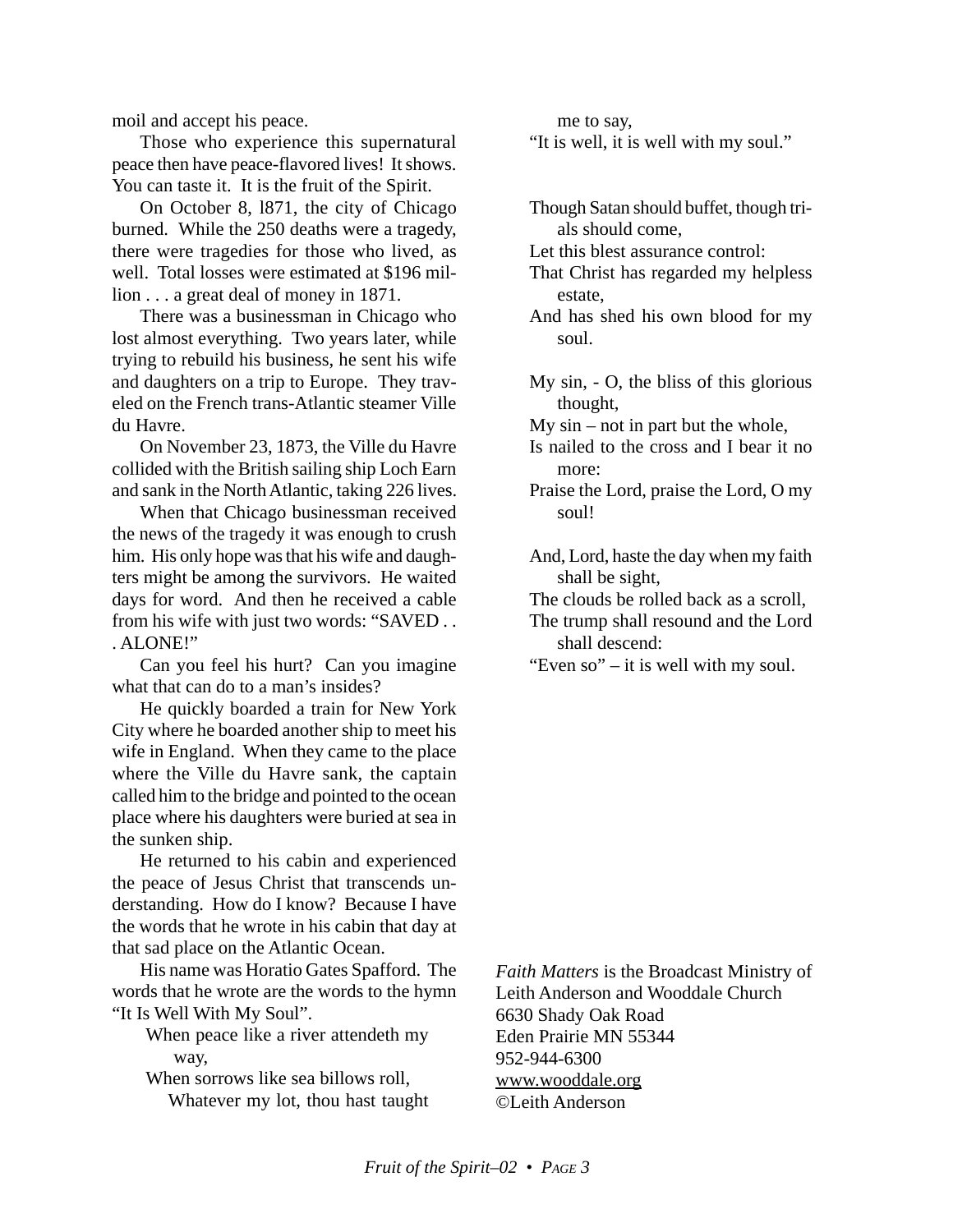moil and accept his peace.

Those who experience this supernatural peace then have peace-flavored lives! It shows. You can taste it. It is the fruit of the Spirit.

On October 8, l871, the city of Chicago burned. While the 250 deaths were a tragedy, there were tragedies for those who lived, as well. Total losses were estimated at $196 million . . . a great deal of money in 1871.

There was a businessman in Chicago who lost almost everything. Two years later, while trying to rebuild his business, he sent his wife and daughters on a trip to Europe. They traveled on the French trans-Atlantic steamer Ville du Havre.

On November 23, 1873, the Ville du Havre collided with the British sailing ship Loch Earn and sank in the North Atlantic, taking 226 lives.

When that Chicago businessman received the news of the tragedy it was enough to crush him. His only hope was that his wife and daughters might be among the survivors. He waited days for word. And then he received a cable from his wife with just two words: "SAVED . . . ALONE!"

Can you feel his hurt? Can you imagine what that can do to a man's insides?

He quickly boarded a train for New York City where he boarded another ship to meet his wife in England. When they came to the place where the Ville du Havre sank, the captain called him to the bridge and pointed to the ocean place where his daughters were buried at sea in the sunken ship.

He returned to his cabin and experienced the peace of Jesus Christ that transcends understanding. How do I know? Because I have the words that he wrote in his cabin that day at that sad place on the Atlantic Ocean.

His name was Horatio Gates Spafford. The words that he wrote are the words to the hymn "It Is Well With My Soul".

When peace like a river attendeth my way,
When sorrows like sea billows roll,
Whatever my lot, thou hast taught me to say,
"It is well, it is well with my soul."

Though Satan should buffet, though trials should come,
Let this blest assurance control:
That Christ has regarded my helpless estate,
And has shed his own blood for my soul.

My sin, - O, the bliss of this glorious thought,
My sin – not in part but the whole,
Is nailed to the cross and I bear it no more:
Praise the Lord, praise the Lord, O my soul!

And, Lord, haste the day when my faith shall be sight,
The clouds be rolled back as a scroll,
The trump shall resound and the Lord shall descend:
"Even so" – it is well with my soul.

*Faith Matters* is the Broadcast Ministry of Leith Anderson and Wooddale Church
6630 Shady Oak Road
Eden Prairie MN 55344
952-944-6300
www.wooddale.org
©Leith Anderson